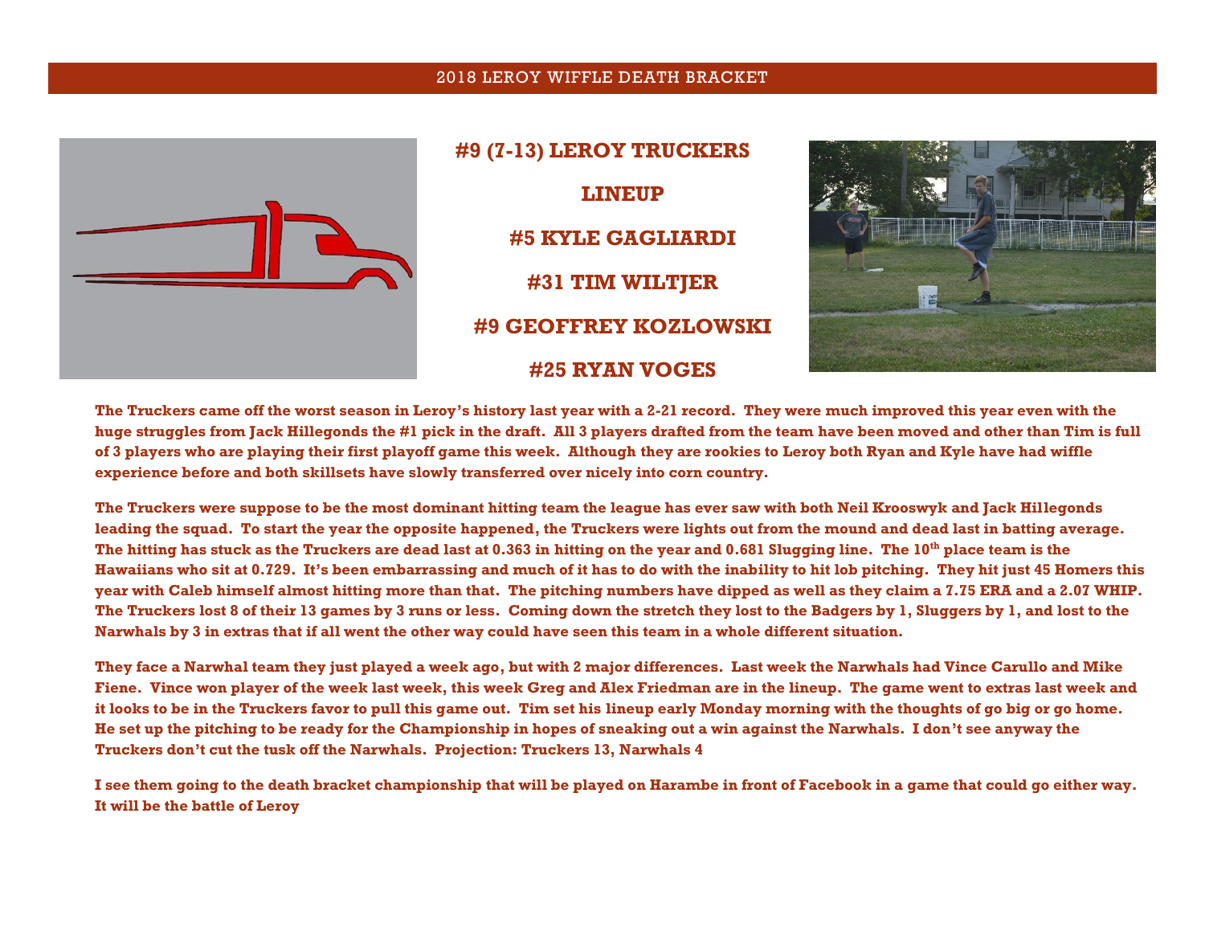2018 LEROY WIFFLE DEATH BRACKET

# #9 (7-13) LEROY TRUCKERS

## LINEUP

## #5 KYLE GAGLIARDI

## #31 TIM WILTJER

## #9 GEOFFREY KOZLOWSKI

## #25 RYAN VOGES

**The Truckers came off the worst season in Leroy's history last year with a 2-21 record. They were much improved this year even with the huge struggles from Jack Hillegonds the #1 pick in the draft. All 3 players drafted from the team have been moved and other than Tim is full of 3 players who are playing their first playoff game this week. Although they are rookies to Leroy both Ryan and Kyle have had wiffle experience before and both skillsets have slowly transferred over nicely into corn country.**

**The Truckers were suppose to be the most dominant hitting team the league has ever saw with both Neil Krooswyk and Jack Hillegonds leading the squad. To start the year the opposite happened, the Truckers were lights out from the mound and dead last in batting average. The hitting has stuck as the Truckers are dead last at 0.363 in hitting on the year and 0.681 Slugging line. The 10th place team is the Hawaiians who sit at 0.729. It's been embarrassing and much of it has to do with the inability to hit lob pitching. They hit just 45 Homers this year with Caleb himself almost hitting more than that. The pitching numbers have dipped as well as they claim a 7.75 ERA and a 2.07 WHIP. The Truckers lost 8 of their 13 games by 3 runs or less. Coming down the stretch they lost to the Badgers by 1, Sluggers by 1, and lost to the Narwhals by 3 in extras that if all went the other way could have seen this team in a whole different situation.**

**They face a Narwhal team they just played a week ago, but with 2 major differences. Last week the Narwhals had Vince Carullo and Mike Fiene. Vince won player of the week last week, this week Greg and Alex Friedman are in the lineup. The game went to extras last week and it looks to be in the Truckers favor to pull this game out. Tim set his lineup early Monday morning with the thoughts of go big or go home. He set up the pitching to be ready for the Championship in hopes of sneaking out a win against the Narwhals. I don't see anyway the Truckers don't cut the tusk off the Narwhals. Projection: Truckers 13, Narwhals 4**

**I see them going to the death bracket championship that will be played on Harambe in front of Facebook in a game that could go either way. It will be the battle of Leroy**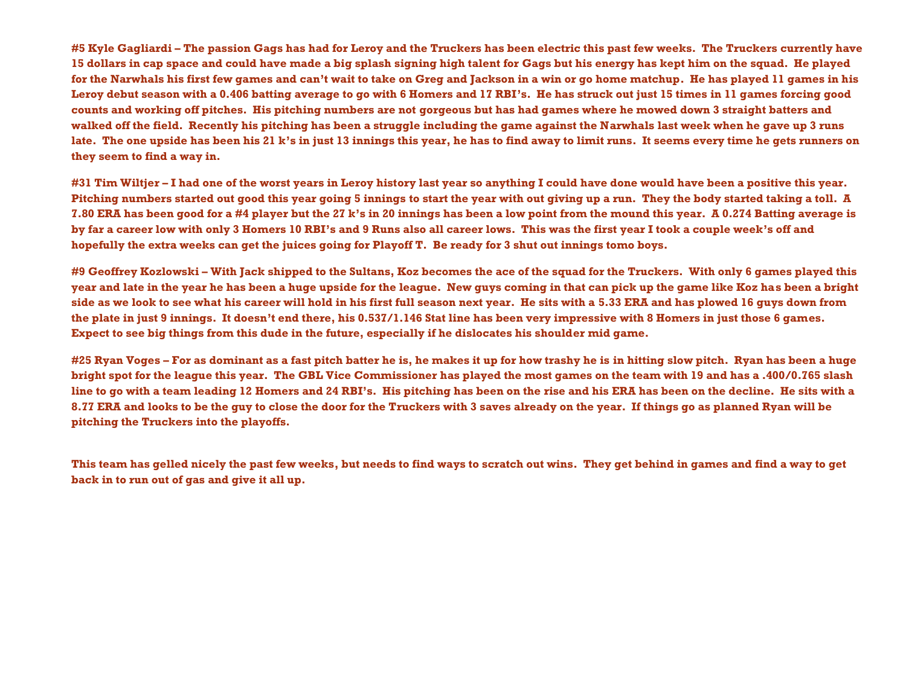**#5 Kyle Gagliardi – The passion Gags has had for Leroy and the Truckers has been electric this past few weeks. The Truckers currently have 15 dollars in cap space and could have made a big splash signing high talent for Gags but his energy has kept him on the squad. He played for the Narwhals his first few games and can't wait to take on Greg and Jackson in a win or go home matchup. He has played 11 games in his Leroy debut season with a 0.406 batting average to go with 6 Homers and 17 RBI's. He has struck out just 15 times in 11 games forcing good counts and working off pitches. His pitching numbers are not gorgeous but has had games where he mowed down 3 straight batters and walked off the field. Recently his pitching has been a struggle including the game against the Narwhals last week when he gave up 3 runs late. The one upside has been his 21 k's in just 13 innings this year, he has to find away to limit runs. It seems every time he gets runners on they seem to find a way in.**

**#31 Tim Wiltjer – I had one of the worst years in Leroy history last year so anything I could have done would have been a positive this year. Pitching numbers started out good this year going 5 innings to start the year with out giving up a run. They the body started taking a toll. A 7.80 ERA has been good for a #4 player but the 27 k's in 20 innings has been a low point from the mound this year. A 0.274 Batting average is by far a career low with only 3 Homers 10 RBI's and 9 Runs also all career lows. This was the first year I took a couple week's off and hopefully the extra weeks can get the juices going for Playoff T. Be ready for 3 shut out innings tomo boys.**

**#9 Geoffrey Kozlowski – With Jack shipped to the Sultans, Koz becomes the ace of the squad for the Truckers. With only 6 games played this year and late in the year he has been a huge upside for the league. New guys coming in that can pick up the game like Koz has been a bright side as we look to see what his career will hold in his first full season next year. He sits with a 5.33 ERA and has plowed 16 guys down from the plate in just 9 innings. It doesn't end there, his 0.537/1.146 Stat line has been very impressive with 8 Homers in just those 6 games. Expect to see big things from this dude in the future, especially if he dislocates his shoulder mid game.**

**#25 Ryan Voges – For as dominant as a fast pitch batter he is, he makes it up for how trashy he is in hitting slow pitch. Ryan has been a huge bright spot for the league this year. The GBL Vice Commissioner has played the most games on the team with 19 and has a .400/0.765 slash line to go with a team leading 12 Homers and 24 RBI's. His pitching has been on the rise and his ERA has been on the decline. He sits with a 8.77 ERA and looks to be the guy to close the door for the Truckers with 3 saves already on the year. If things go as planned Ryan will be pitching the Truckers into the playoffs.**

**This team has gelled nicely the past few weeks, but needs to find ways to scratch out wins. They get behind in games and find a way to get back in to run out of gas and give it all up.**